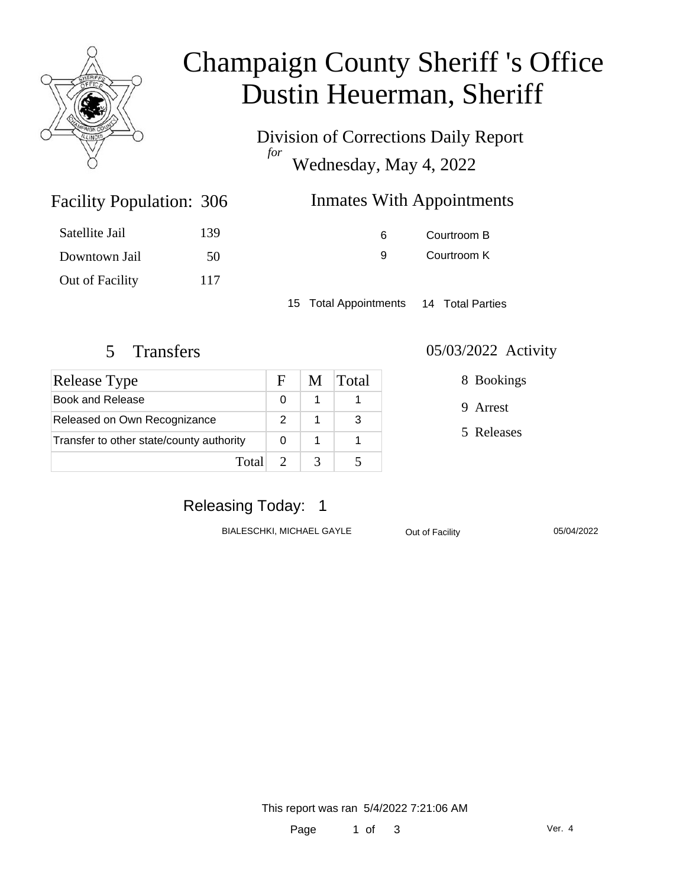# Champaign County Sheriff 's Office
# Dustin Heuerman, Sheriff

Division of Corrections Daily Report
*for*
Wednesday, May 4, 2022

## Facility Population: 306

| | |
|---|---|
| Satellite Jail | 139 |
| Downtown Jail | 50 |
| Out of Facility | 117 |

## Inmates With Appointments

| | |
|---|---|
| 6 | Courtroom B |
| 9 | Courtroom K |

15 Total Appointments 14 Total Parties

## 5 Transfers

| Release Type | F | M | Total |
|---|---|---|---|
| Book and Release | 0 | 1 | 1 |
| Released on Own Recognizance | 2 | 1 | 3 |
| Transfer to other state/county authority | 0 | 1 | 1 |
| Total | 2 | 3 | 5 |

## 05/03/2022 Activity

- 8 Bookings
- 9 Arrest
- 5 Releases

## Releasing Today: 1

| | | |
|---|---|---|
| BIALESCHKI, MICHAEL GAYLE | Out of Facility | 05/04/2022 |

This report was ran 5/4/2022 7:21:06 AM

Ver. 4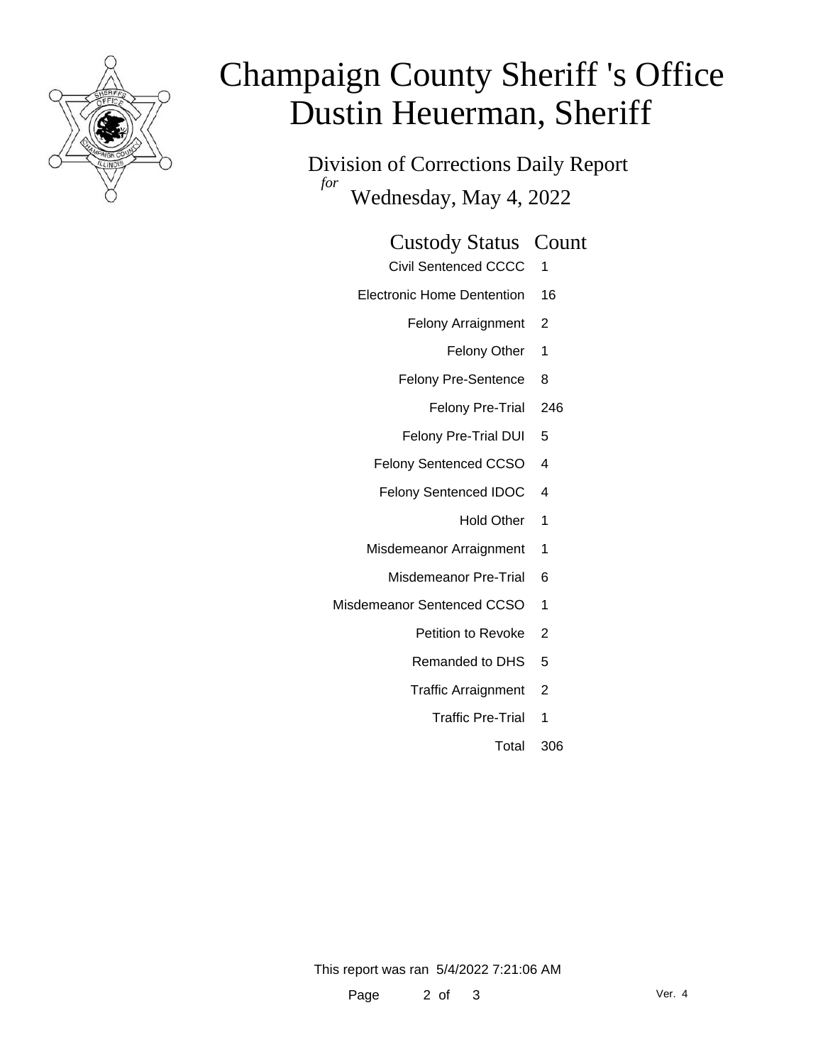# Champaign County Sheriff 's Office
# Dustin Heuerman, Sheriff

## Division of Corrections Daily Report

*for*

Wednesday, May 4, 2022

| Custody Status | Count |
|---|---|
| Civil Sentenced CCCC | 1 |
| Electronic Home Dentention | 16 |
| Felony Arraignment | 2 |
| Felony Other | 1 |
| Felony Pre-Sentence | 8 |
| Felony Pre-Trial | 246 |
| Felony Pre-Trial DUI | 5 |
| Felony Sentenced CCSO | 4 |
| Felony Sentenced IDOC | 4 |
| Hold Other | 1 |
| Misdemeanor Arraignment | 1 |
| Misdemeanor Pre-Trial | 6 |
| Misdemeanor Sentenced CCSO | 1 |
| Petition to Revoke | 2 |
| Remanded to DHS | 5 |
| Traffic Arraignment | 2 |
| Traffic Pre-Trial | 1 |
| Total | 306 |

This report was ran 5/4/2022 7:21:06 AM

Ver. 4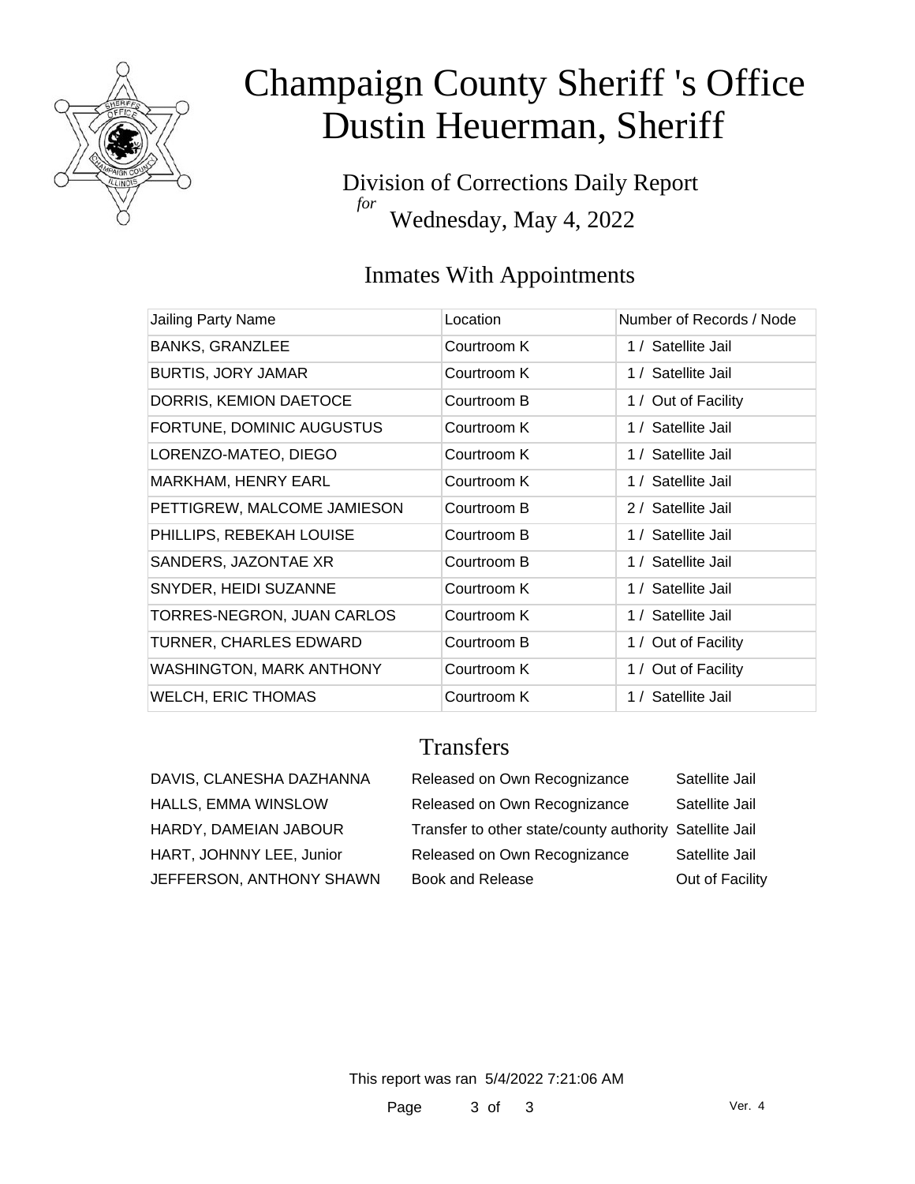# Champaign County Sheriff 's Office
# Dustin Heuerman, Sheriff

Division of Corrections Daily Report
*for*
Wednesday, May 4, 2022

## Inmates With Appointments

| Jailing Party Name | Location | Number of Records / Node |
|---|---|---|
| BANKS, GRANZLEE | Courtroom K | 1 / Satellite Jail |
| BURTIS, JORY JAMAR | Courtroom K | 1 / Satellite Jail |
| DORRIS, KEMION DAETOCE | Courtroom B | 1 / Out of Facility |
| FORTUNE, DOMINIC AUGUSTUS | Courtroom K | 1 / Satellite Jail |
| LORENZO-MATEO, DIEGO | Courtroom K | 1 / Satellite Jail |
| MARKHAM, HENRY EARL | Courtroom K | 1 / Satellite Jail |
| PETTIGREW, MALCOME JAMIESON | Courtroom B | 2 / Satellite Jail |
| PHILLIPS, REBEKAH LOUISE | Courtroom B | 1 / Satellite Jail |
| SANDERS, JAZONTAE XR | Courtroom B | 1 / Satellite Jail |
| SNYDER, HEIDI SUZANNE | Courtroom K | 1 / Satellite Jail |
| TORRES-NEGRON, JUAN CARLOS | Courtroom K | 1 / Satellite Jail |
| TURNER, CHARLES EDWARD | Courtroom B | 1 / Out of Facility |
| WASHINGTON, MARK ANTHONY | Courtroom K | 1 / Out of Facility |
| WELCH, ERIC THOMAS | Courtroom K | 1 / Satellite Jail |

## Transfers

| | | |
|---|---|---|
| DAVIS, CLANESHA DAZHANNA | Released on Own Recognizance | Satellite Jail |
| HALLS, EMMA WINSLOW | Released on Own Recognizance | Satellite Jail |
| HARDY, DAMEIAN JABOUR | Transfer to other state/county authority | Satellite Jail |
| HART, JOHNNY LEE, Junior | Released on Own Recognizance | Satellite Jail |
| JEFFERSON, ANTHONY SHAWN | Book and Release | Out of Facility |

This report was ran 5/4/2022 7:21:06 AM

Ver. 4